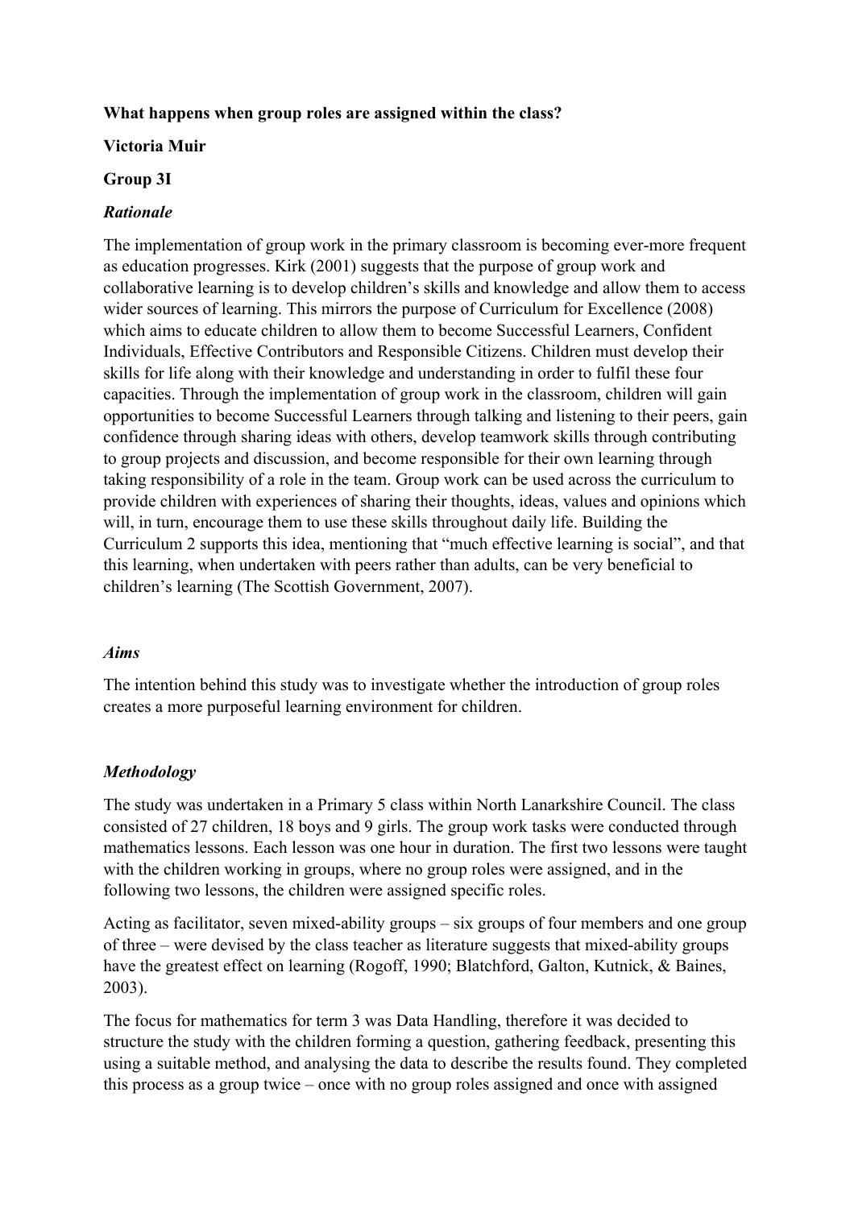**What happens when group roles are assigned within the class?**

**Victoria Muir**

**Group 3I**

***Rationale***

The implementation of group work in the primary classroom is becoming ever-more frequent as education progresses. Kirk (2001) suggests that the purpose of group work and collaborative learning is to develop children's skills and knowledge and allow them to access wider sources of learning. This mirrors the purpose of Curriculum for Excellence (2008) which aims to educate children to allow them to become Successful Learners, Confident Individuals, Effective Contributors and Responsible Citizens. Children must develop their skills for life along with their knowledge and understanding in order to fulfil these four capacities. Through the implementation of group work in the classroom, children will gain opportunities to become Successful Learners through talking and listening to their peers, gain confidence through sharing ideas with others, develop teamwork skills through contributing to group projects and discussion, and become responsible for their own learning through taking responsibility of a role in the team. Group work can be used across the curriculum to provide children with experiences of sharing their thoughts, ideas, values and opinions which will, in turn, encourage them to use these skills throughout daily life. Building the Curriculum 2 supports this idea, mentioning that "much effective learning is social", and that this learning, when undertaken with peers rather than adults, can be very beneficial to children's learning (The Scottish Government, 2007).

***Aims***

The intention behind this study was to investigate whether the introduction of group roles creates a more purposeful learning environment for children.

***Methodology***

The study was undertaken in a Primary 5 class within North Lanarkshire Council. The class consisted of 27 children, 18 boys and 9 girls. The group work tasks were conducted through mathematics lessons. Each lesson was one hour in duration. The first two lessons were taught with the children working in groups, where no group roles were assigned, and in the following two lessons, the children were assigned specific roles.

Acting as facilitator, seven mixed-ability groups – six groups of four members and one group of three – were devised by the class teacher as literature suggests that mixed-ability groups have the greatest effect on learning (Rogoff, 1990; Blatchford, Galton, Kutnick, & Baines, 2003).

The focus for mathematics for term 3 was Data Handling, therefore it was decided to structure the study with the children forming a question, gathering feedback, presenting this using a suitable method, and analysing the data to describe the results found. They completed this process as a group twice – once with no group roles assigned and once with assigned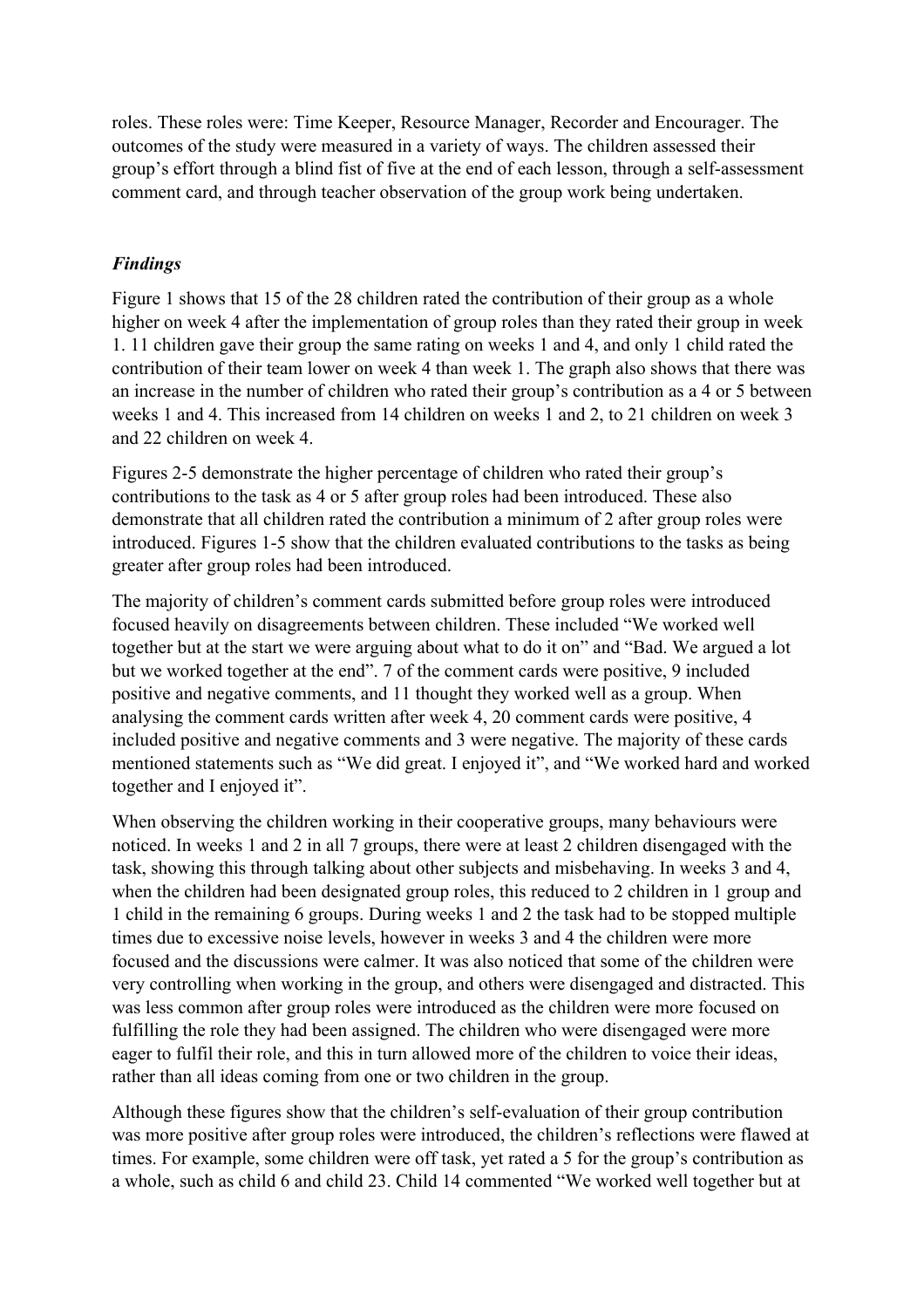roles. These roles were: Time Keeper, Resource Manager, Recorder and Encourager. The outcomes of the study were measured in a variety of ways. The children assessed their group's effort through a blind fist of five at the end of each lesson, through a self-assessment comment card, and through teacher observation of the group work being undertaken.

### *Findings*

Figure 1 shows that 15 of the 28 children rated the contribution of their group as a whole higher on week 4 after the implementation of group roles than they rated their group in week 1. 11 children gave their group the same rating on weeks 1 and 4, and only 1 child rated the contribution of their team lower on week 4 than week 1. The graph also shows that there was an increase in the number of children who rated their group's contribution as a 4 or 5 between weeks 1 and 4. This increased from 14 children on weeks 1 and 2, to 21 children on week 3 and 22 children on week 4.

Figures 2-5 demonstrate the higher percentage of children who rated their group's contributions to the task as 4 or 5 after group roles had been introduced. These also demonstrate that all children rated the contribution a minimum of 2 after group roles were introduced. Figures 1-5 show that the children evaluated contributions to the tasks as being greater after group roles had been introduced.

The majority of children's comment cards submitted before group roles were introduced focused heavily on disagreements between children. These included "We worked well together but at the start we were arguing about what to do it on" and "Bad. We argued a lot but we worked together at the end". 7 of the comment cards were positive, 9 included positive and negative comments, and 11 thought they worked well as a group. When analysing the comment cards written after week 4, 20 comment cards were positive, 4 included positive and negative comments and 3 were negative. The majority of these cards mentioned statements such as "We did great. I enjoyed it", and "We worked hard and worked together and I enjoyed it".

When observing the children working in their cooperative groups, many behaviours were noticed. In weeks 1 and 2 in all 7 groups, there were at least 2 children disengaged with the task, showing this through talking about other subjects and misbehaving. In weeks 3 and 4, when the children had been designated group roles, this reduced to 2 children in 1 group and 1 child in the remaining 6 groups. During weeks 1 and 2 the task had to be stopped multiple times due to excessive noise levels, however in weeks 3 and 4 the children were more focused and the discussions were calmer. It was also noticed that some of the children were very controlling when working in the group, and others were disengaged and distracted. This was less common after group roles were introduced as the children were more focused on fulfilling the role they had been assigned. The children who were disengaged were more eager to fulfil their role, and this in turn allowed more of the children to voice their ideas, rather than all ideas coming from one or two children in the group.

Although these figures show that the children's self-evaluation of their group contribution was more positive after group roles were introduced, the children's reflections were flawed at times. For example, some children were off task, yet rated a 5 for the group's contribution as a whole, such as child 6 and child 23. Child 14 commented "We worked well together but at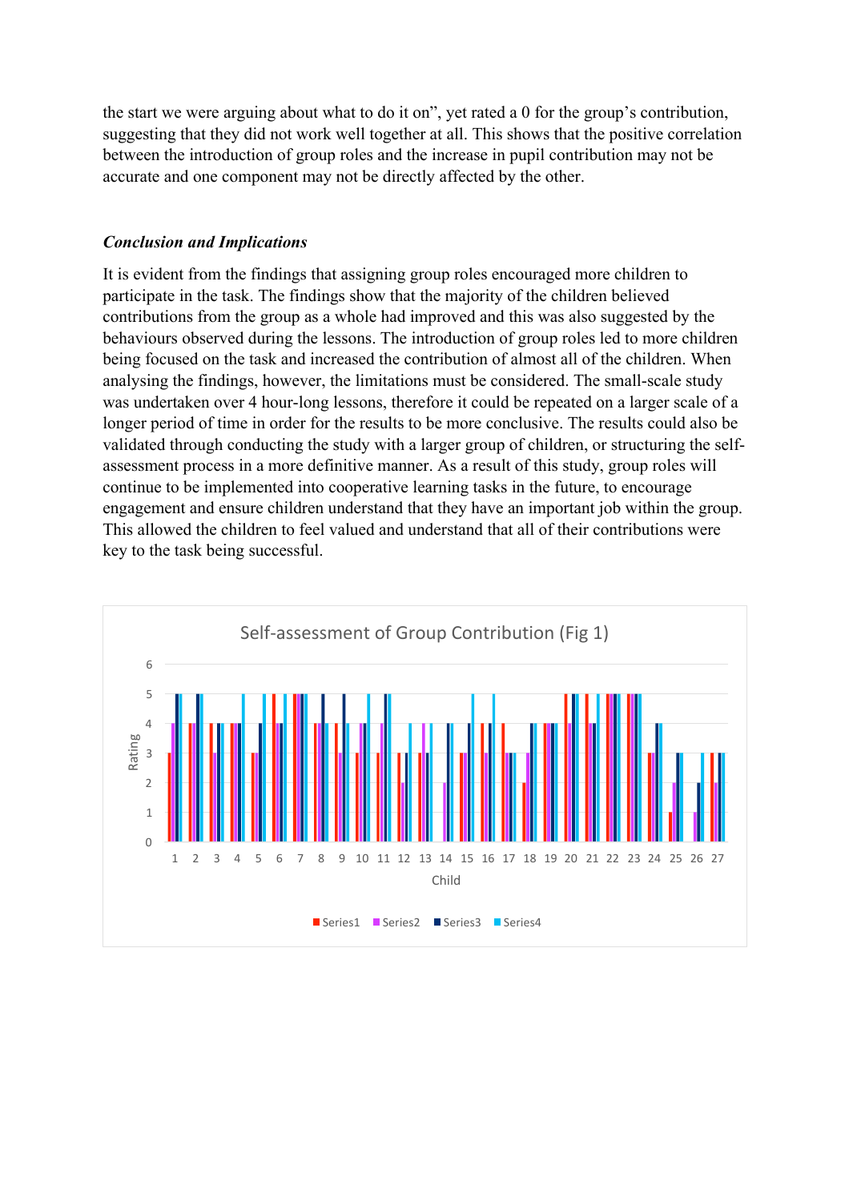the start we were arguing about what to do it on", yet rated a 0 for the group's contribution, suggesting that they did not work well together at all. This shows that the positive correlation between the introduction of group roles and the increase in pupil contribution may not be accurate and one component may not be directly affected by the other.

### *Conclusion and Implications*

It is evident from the findings that assigning group roles encouraged more children to participate in the task. The findings show that the majority of the children believed contributions from the group as a whole had improved and this was also suggested by the behaviours observed during the lessons. The introduction of group roles led to more children being focused on the task and increased the contribution of almost all of the children. When analysing the findings, however, the limitations must be considered. The small-scale study was undertaken over 4 hour-long lessons, therefore it could be repeated on a larger scale of a longer period of time in order for the results to be more conclusive. The results could also be validated through conducting the study with a larger group of children, or structuring the self-assessment process in a more definitive manner. As a result of this study, group roles will continue to be implemented into cooperative learning tasks in the future, to encourage engagement and ensure children understand that they have an important job within the group. This allowed the children to feel valued and understand that all of their contributions were key to the task being successful.

Self-assessment of Group Contribution (Fig 1)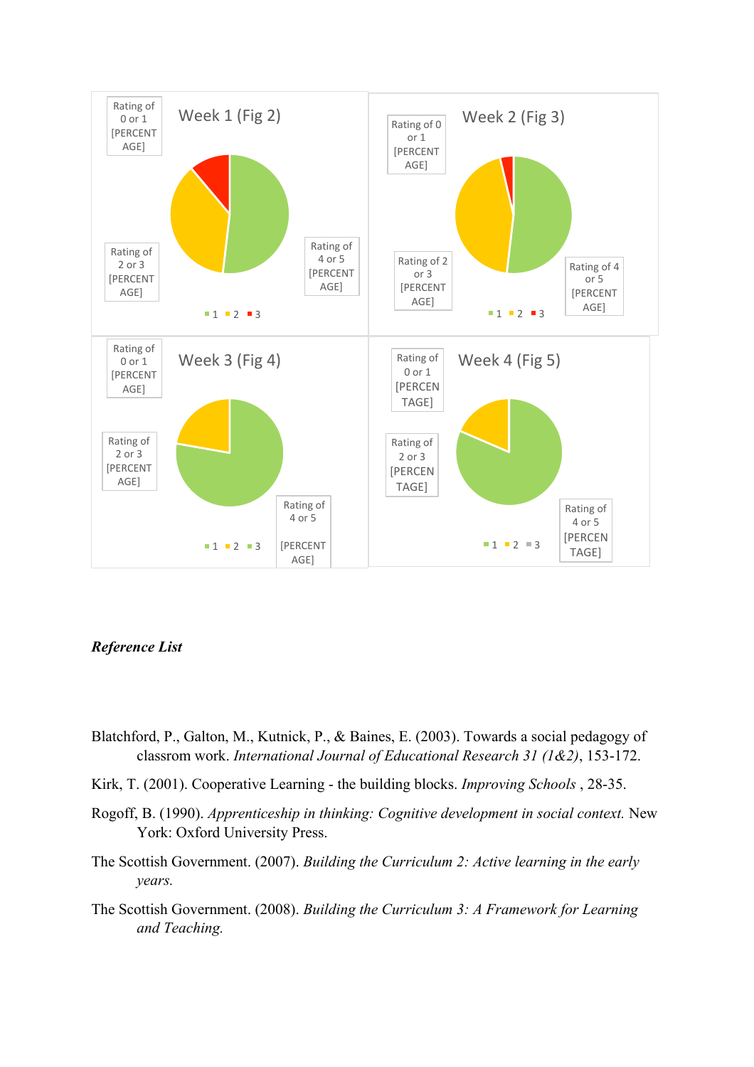Week 1 (Fig 2)

Rating of 0 or 1 [PERCENTAGE]

Rating of 2 or 3 [PERCENTAGE]

Rating of 4 or 5 [PERCENTAGE]

1 2 3

Week 2 (Fig 3)

Rating of 0 or 1 [PERCENTAGE]

Rating of 2 or 3 [PERCENTAGE]

Rating of 4 or 5 [PERCENTAGE]

1 2 3

Week 3 (Fig 4)

Rating of 0 or 1 [PERCENTAGE]

Rating of 2 or 3 [PERCENTAGE]

Rating of 4 or 5 [PERCENTAGE]

1 2 3

Week 4 (Fig 5)

Rating of 0 or 1 [PERCENTAGE]

Rating of 2 or 3 [PERCENTAGE]

Rating of 4 or 5 [PERCENTAGE]

1 2 3

***Reference List***

Blatchford, P., Galton, M., Kutnick, P., & Baines, E. (2003). Towards a social pedagogy of classroom work. *International Journal of Educational Research 31 (1&2)*, 153-172.

Kirk, T. (2001). Cooperative Learning - the building blocks. *Improving Schools* , 28-35.

Rogoff, B. (1990). *Apprenticeship in thinking: Cognitive development in social context.* New York: Oxford University Press.

The Scottish Government. (2007). *Building the Curriculum 2: Active learning in the early years.*

The Scottish Government. (2008). *Building the Curriculum 3: A Framework for Learning and Teaching.*